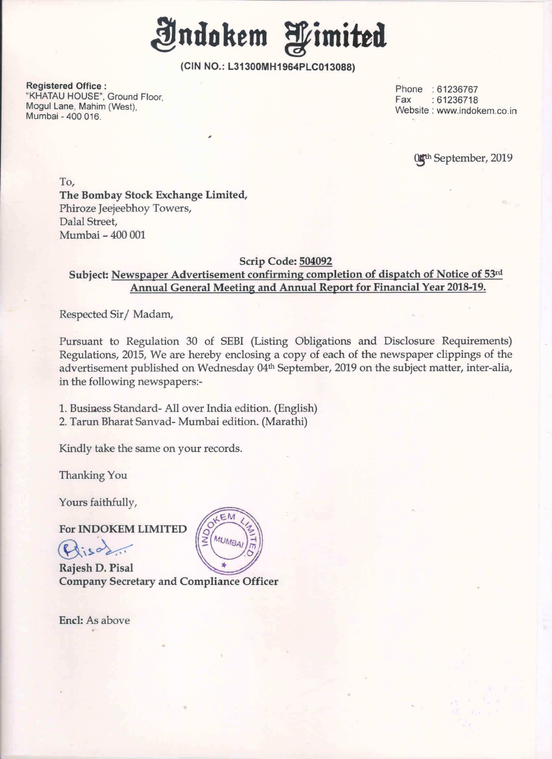# Indokem Limited

**(CIN NO.: L31300MH1964PLC013088)**

**Registered Office :**
"KHATAU HOUSE", Ground Floor,
Mogul Lane, Mahim (West),
Mumbai - 400 016.

Phone : 61236767
Fax : 61236718
Website : www.indokem.co.in

05th September, 2019

To,
**The Bombay Stock Exchange Limited,**
Phiroze Jeejeebhoy Towers,
Dalal Street,
Mumbai – 400 001

**Scrip Code: 504092**

**Subject: Newspaper Advertisement confirming completion of dispatch of Notice of 53rd Annual General Meeting and Annual Report for Financial Year 2018-19.**

Respected Sir/ Madam,

Pursuant to Regulation 30 of SEBI (Listing Obligations and Disclosure Requirements) Regulations, 2015, We are hereby enclosing a copy of each of the newspaper clippings of the advertisement published on Wednesday 04th September, 2019 on the subject matter, inter-alia, in the following newspapers:-

1. Business Standard- All over India edition. (English)
2. Tarun Bharat Sanvad- Mumbai edition. (Marathi)

Kindly take the same on your records.

Thanking You

Yours faithfully,

**For INDOKEM LIMITED**

**Rajesh D. Pisal**
**Company Secretary and Compliance Officer**

Encl: As above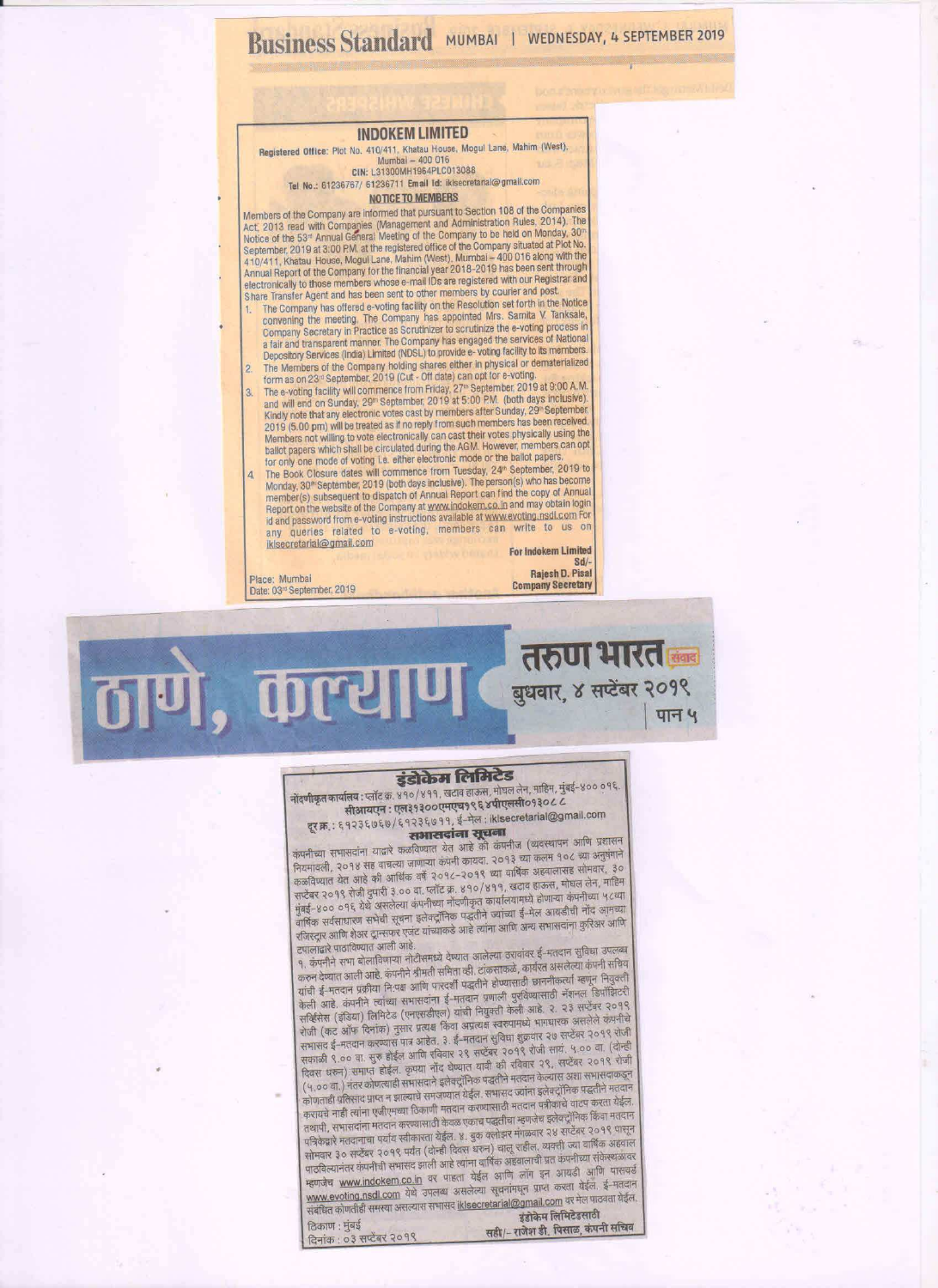**Business Standard** MUMBAI | WEDNESDAY, 4 SEPTEMBER 2019

## INDOKEM LIMITED

**Registered Office:** Plot No. 410/411, Khatau House, Mogul Lane, Mahim (West), Mumbai – 400 016

**CIN:** L31300MH1964PLC013088

**Tel No.:** 61236767/ 61236711 **Email Id:** iklsecretarial@gmail.com

### NOTICE TO MEMBERS

Members of the Company are informed that pursuant to Section 108 of the Companies Act, 2013 read with Companies (Management and Administration Rules, 2014). The Notice of the 53rd Annual General Meeting of the Company to be held on Monday, 30th September, 2019 at 3:00 P.M. at the registered office of the Company situated at Plot No. 410/411, Khatau House, Mogul Lane, Mahim (West), Mumbai – 400 016 along with the Annual Report of the Company for the financial year 2018-2019 has been sent through electronically to those members whose e-mail IDs are registered with our Registrar and Share Transfer Agent and has been sent to other members by courier and post.

1. The Company has offered e-voting facility on the Resolution set forth in the Notice convening the meeting. The Company has appointed Mrs. Samita V. Tanksale, Company Secretary in Practice as Scrutinizer to scrutinize the e-voting process in a fair and transparent manner. The Company has engaged the services of National Depository Services (India) Limited (NDSL) to provide e- voting facility to its members.
2. The Members of the Company holding shares either in physical or dematerialized form as on 23rd September, 2019 (Cut - Off date) can opt for e-voting.
3. The e-voting facility will commence from Friday, 27th September, 2019 at 9:00 A.M. and will end on Sunday, 29th September, 2019 at 5:00 P.M. (both days inclusive). Kindly note that any electronic votes cast by members after Sunday, 29th September, 2019 (5.00 pm) will be treated as if no reply from such members has been received. Members not willing to vote electronically can cast their votes physically using the ballot papers which shall be circulated during the AGM. However, members can opt for only one mode of voting i.e. either electronic mode or the ballot papers.
4. The Book Closure dates will commence from Tuesday, 24th September, 2019 to Monday, 30th September, 2019 (both days inclusive). The person(s) who has become member(s) subsequent to dispatch of Annual Report can find the copy of Annual Report on the website of the Company at www.indokem.co.in and may obtain login id and password from e-voting instructions available at www.evoting.nsdl.com For any queries related to e-voting, members can write to us on iklsecretarial@gmail.com

For Indokem Limited
Sd/-
Rajesh D. Pisal
Company Secretary

Place: Mumbai
Date: 03rd September, 2019

---

**ठाणे, कल्याण** तरुण भारत संवाद बुधवार, ४ सप्टेंबर २०१९ पान ५

## इंडोकेम लिमिटेड

नोंदणीकृत कार्यालय : प्लॉट क्र. ४१०/४११, खटाव हाऊस, मोघल लेन, माहिम, मुंबई-४०० ०१६.

सीआयएन : एल३१३००एमएच१९६४पीएलसी०१३०८८

दूर.क्र. : ६१२३६७६७/६१२३६७११, ई-मेल : iklsecretarial@gmail.com

### सभासदांना सूचना

कंपनीच्या सभासदांना याद्वारे कळविण्यात येत आहे की कंपनीज (व्यवस्थापन आणि प्रशासन नियमावली, २०१४ सह वाचल्या जाणाऱ्या कंपनी कायदा, २०१३ च्या कलम १०८ च्या अनुषंगाने कळविण्यात येत आहे की आर्थिक वर्ष २०१८-२०१९ च्या वार्षिक अहवालासह सोमवार, ३० सप्टेंबर २०१९ रोजी दुपारी ३.०० वा. प्लॉट क्र. ४१०/४११, खटाव हाऊस, मोघल लेन, माहिम मुंबई-४०० ०१६ येथे असलेल्या कंपनीच्या नोंदणीकृत कार्यालयामध्ये होणाऱ्या कंपनीच्या ५३व्या वार्षिक सर्वसाधारण सभेची सूचना इलेक्ट्रॉनिक पद्धतीने ज्यांच्या ई-मेल आयडीची नोंद आमच्या रजिस्ट्रार आणि शेअर ट्रान्सफर एजंट यांच्याकडे आहे त्यांना आणि अन्य सभासदांना कुरिअर आणि टपालाद्वारे पाठविण्यात आली आहे.

१. कंपनीने सभा बोलाविणाऱ्या नोटीसमध्ये देण्यात आलेल्या ठरावांवर ई-मतदान सुविधा उपलब्ध करून देण्यात आली आहे. कंपनीने श्रीमती समिता व्ही. टांकसाळे, कार्यरत असलेल्या कंपनी सचिव यांची ई-मतदान प्रक्रिया निःपक्ष आणि पारदर्शी पद्धतीने होण्यासाठी छाननीकर्ता म्हणून नियुक्ती केली आहे. कंपनीने त्यांच्या सभासदांना ई-मतदान प्रणाली पुरविण्यासाठी नॅशनल डिपॉझिटरी सर्व्हिसेस (इंडिया) लिमिटेड (एनएसडीएल) यांची नियुक्ती केली आहे. २. २३ सप्टेंबर २०१९ रोजी (कट ऑफ दिनांक) नुसार प्रत्यक्ष किंवा अप्रत्यक्ष स्वरूपामध्ये भागधारक असलेले कंपनीचे सभासद ई-मतदान करण्यास पात्र आहेत. ३. ई-मतदान सुविधा शुक्रवार २७ सप्टेंबर २०१९ रोजी सकाळी ९.०० वा. सुरु होईल आणि रविवार २९ सप्टेंबर २०१९ रोजी सायं. ५.०० वा. (दोन्ही दिवस धरून) समाप्त होईल. कृपया नोंद घेण्यात यावी की रविवार २९, सप्टेंबर २०१९ रोजी (५.०० वा.) नंतर कोणत्याही सभासदाने इलेक्ट्रॉनिक पद्धतीने मतदान केल्यास अशा सभासदाकडून कोणताही प्रतिसाद प्राप्त न झाल्याचे समजण्यात येईल. सभासद ज्यांना इलेक्ट्रॉनिक पद्धतीने मतदान करायचे नाही त्यांना एजीएमच्या ठिकाणी मतदान करण्यासाठी मतदान पत्रीकाचे वाटप करता येईल. तथापी, सभासदांना मतदान करण्यासाठी केवळ एकाच पद्धतीचा म्हणजेच इलेक्ट्रॉनिक किंवा मतदान पत्रिकेद्वारे मतदानाचा पर्याय स्वीकारता येईल. ४. बुक क्लोझर मंगळवार २४ सप्टेंबर २०१९ पासून सोमवार ३० सप्टेंबर २०१९ पर्यंत (दोन्ही दिवस धरून) चालू राहील. व्यक्ती ज्या वार्षिक अहवाल पाठविल्यानंतर कंपनीची सभासद झाली आहे त्यांना वार्षिक अहवालाची प्रत कंपनीच्या संकेतस्थळावर म्हणजेच www.indokem.co.in वर पाहता येईल आणि लॉग इन आयडी आणि पासवर्ड www.evoting.nsdl.com येथे उपलब्ध असलेल्या सूचनांमधून प्राप्त करता येईल. ई-मतदान संबंधित कोणतीही समस्या असल्यास सभासद iklsecretarial@gmail.com वर मेल पाठवता येईल.

इंडोकेम लिमिटेडसाठी
सही/- राजेश डी. पिसाळ, कंपनी सचिव

ठिकाण : मुंबई
दिनांक : ०३ सप्टेंबर २०१९